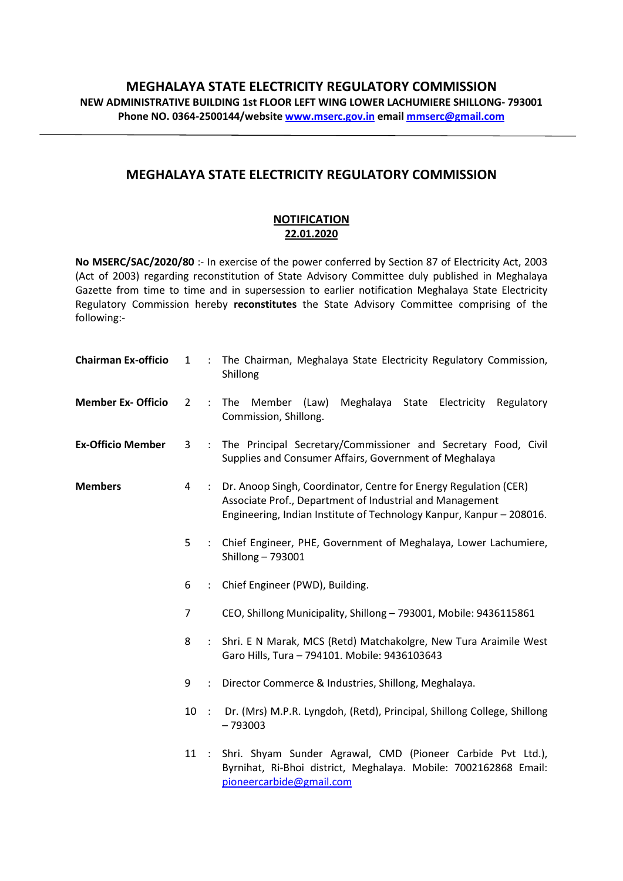# MEGHALAYA STATE ELECTRICITY REGULATORY COMMISSION

**NEW ADMINISTRATIVE BUILDING 1st FLOOR LEFT WING LOWER LACHUMIERE SHILLONG- 793001**

**Phone NO. 0364-2500144/website www.mserc.gov.in email mmserc@gmail.com**

---

## MEGHALAYA STATE ELECTRICITY REGULATORY COMMISSION

### NOTIFICATION
### 22.01.2020

**No MSERC/SAC/2020/80** :- In exercise of the power conferred by Section 87 of Electricity Act, 2003 (Act of 2003) regarding reconstitution of State Advisory Committee duly published in Meghalaya Gazette from time to time and in supersession to earlier notification Meghalaya State Electricity Regulatory Commission hereby **reconstitutes** the State Advisory Committee comprising of the following:-

| | | | |
|---|---|---|---|
| **Chairman Ex-officio** | 1 | : | The Chairman, Meghalaya State Electricity Regulatory Commission, Shillong |
| **Member Ex- Officio** | 2 | : | The Member (Law) Meghalaya State Electricity Regulatory Commission, Shillong. |
| **Ex-Officio Member** | 3 | : | The Principal Secretary/Commissioner and Secretary Food, Civil Supplies and Consumer Affairs, Government of Meghalaya |
| **Members** | 4 | : | Dr. Anoop Singh, Coordinator, Centre for Energy Regulation (CER) Associate Prof., Department of Industrial and Management Engineering, Indian Institute of Technology Kanpur, Kanpur – 208016. |
| | 5 | : | Chief Engineer, PHE, Government of Meghalaya, Lower Lachumiere, Shillong – 793001 |
| | 6 | : | Chief Engineer (PWD), Building. |
| | 7 | | CEO, Shillong Municipality, Shillong – 793001, Mobile: 9436115861 |
| | 8 | : | Shri. E N Marak, MCS (Retd) Matchakolgre, New Tura Araimile West Garo Hills, Tura – 794101. Mobile: 9436103643 |
| | 9 | : | Director Commerce & Industries, Shillong, Meghalaya. |
| | 10 | : | Dr. (Mrs) M.P.R. Lyngdoh, (Retd), Principal, Shillong College, Shillong – 793003 |
| | 11 | : | Shri. Shyam Sunder Agrawal, CMD (Pioneer Carbide Pvt Ltd.), Byrnihat, Ri-Bhoi district, Meghalaya. Mobile: 7002162868 Email: pioneercarbide@gmail.com |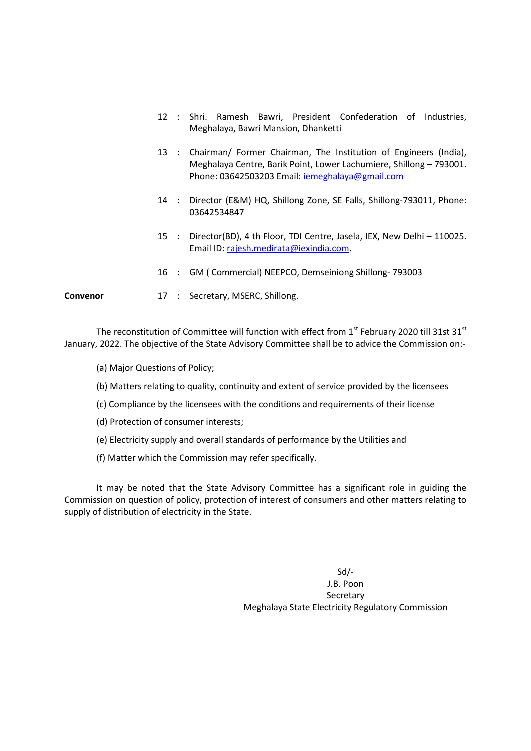| | | | |
|---|---|---|---|
| | 12 | : | Shri. Ramesh Bawri, President Confederation of Industries, Meghalaya, Bawri Mansion, Dhanketti |
| | 13 | : | Chairman/ Former Chairman, The Institution of Engineers (India), Meghalaya Centre, Barik Point, Lower Lachumiere, Shillong – 793001. Phone: 03642503203 Email: iemeghalaya@gmail.com |
| | 14 | : | Director (E&M) HQ, Shillong Zone, SE Falls, Shillong-793011, Phone: 03642534847 |
| | 15 | : | Director(BD), 4 th Floor, TDI Centre, Jasela, IEX, New Delhi – 110025. Email ID: rajesh.medirata@iexindia.com. |
| | 16 | : | GM ( Commercial) NEEPCO, Demseiniong Shillong- 793003 |
| **Convenor** | 17 | : | Secretary, MSERC, Shillong. |

The reconstitution of Committee will function with effect from 1st February 2020 till 31st 31st January, 2022. The objective of the State Advisory Committee shall be to advice the Commission on:-

(a) Major Questions of Policy;

(b) Matters relating to quality, continuity and extent of service provided by the licensees

(c) Compliance by the licensees with the conditions and requirements of their license

(d) Protection of consumer interests;

(e) Electricity supply and overall standards of performance by the Utilities and

(f) Matter which the Commission may refer specifically.

It may be noted that the State Advisory Committee has a significant role in guiding the Commission on question of policy, protection of interest of consumers and other matters relating to supply of distribution of electricity in the State.

Sd/-
J.B. Poon
Secretary
Meghalaya State Electricity Regulatory Commission